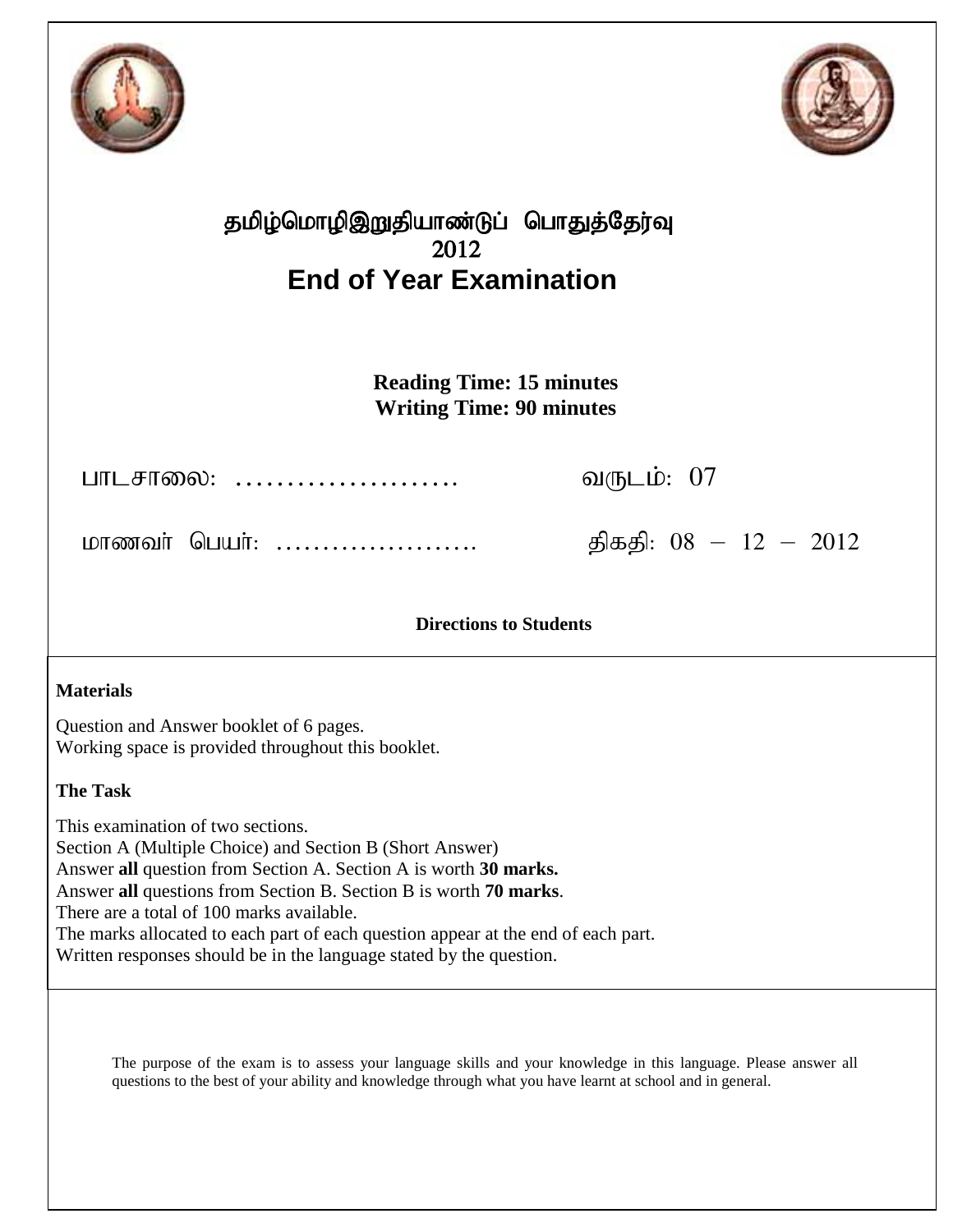# தமிழ்மொழிஇறுதியாண்டுப் பொதுத்தேர்வு
# 2012
# End of Year Examination

**Reading Time: 15 minutes**
**Writing Time: 90 minutes**

பாடசாலை: ......................  வருடம்: 07

மாணவர் பெயர்: ......................  திகதி: 08 – 12 – 2012

**Directions to Students**

**Materials**

Question and Answer booklet of 6 pages.
Working space is provided throughout this booklet.

**The Task**

This examination of two sections.
Section A (Multiple Choice) and Section B (Short Answer)
Answer **all** question from Section A. Section A is worth **30 marks.**
Answer **all** questions from Section B. Section B is worth **70 marks**.
There are a total of 100 marks available.
The marks allocated to each part of each question appear at the end of each part.
Written responses should be in the language stated by the question.

The purpose of the exam is to assess your language skills and your knowledge in this language. Please answer all questions to the best of your ability and knowledge through what you have learnt at school and in general.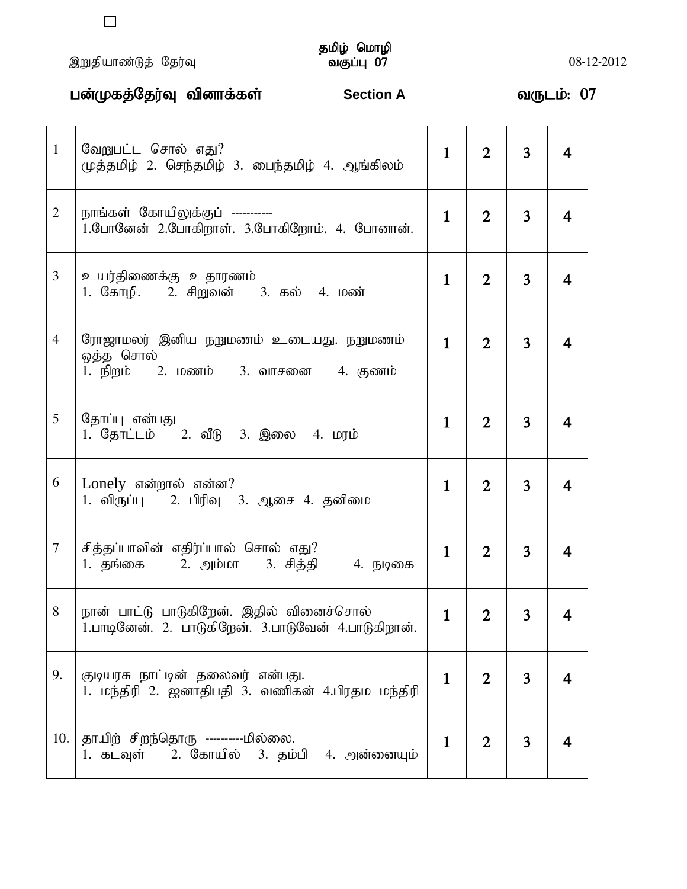இறுதியாண்டுத் தேர்வு　　　　**தமிழ் மொழி**
**வகுப்பு 07**　　　　08-12-2012

**பன்முகத்தேர்வு வினாக்கள்**　　　　**Section A**　　　　**வருடம்: 07**

| | | | | | |
|---|---|---|---|---|---|
| 1 | வேறுபட்ட சொல் எது?<br>முத்தமிழ் 2. செந்தமிழ் 3. பைந்தமிழ் 4. ஆங்கிலம் | 1 | 2 | 3 | 4 |
| 2 | நாங்கள் கோயிலுக்குப் -----------<br>1.போனேன் 2.போகிறாள். 3.போகிறோம். 4. போனான். | 1 | 2 | 3 | 4 |
| 3 | உயர்திணைக்கு உதாரணம்<br>1. கோழி. 2. சிறுவன் 3. கல் 4. மண் | 1 | 2 | 3 | 4 |
| 4 | ரோஜாமலர் இனிய நறுமணம் உடையது. நறுமணம் ஒத்த சொல்<br>1. நிறம் 2. மணம் 3. வாசனை 4. குணம் | 1 | 2 | 3 | 4 |
| 5 | தோப்பு என்பது<br>1. தோட்டம் 2. வீடு 3. இலை 4. மரம் | 1 | 2 | 3 | 4 |
| 6 | Lonely என்றால் என்ன?<br>1. விருப்பு 2. பிரிவு 3. ஆசை 4. தனிமை | 1 | 2 | 3 | 4 |
| 7 | சித்தப்பாவின் எதிர்ப்பால் சொல் எது?<br>1. தங்கை 2. அம்மா 3. சித்தி 4. நடிகை | 1 | 2 | 3 | 4 |
| 8 | நான் பாட்டு பாடுகிறேன். இதில் வினைச்சொல்<br>1.பாடினேன். 2. பாடுகிறேன். 3.பாடுவேன் 4.பாடுகிறான். | 1 | 2 | 3 | 4 |
| 9. | குடியரசு நாட்டின் தலைவர் என்பது.<br>1. மந்திரி 2. ஜனாதிபதி 3. வணிகன் 4.பிரதம மந்திரி | 1 | 2 | 3 | 4 |
| 10. | தாயிற் சிறந்தொரு ----------மில்லை.<br>1. கடவுள் 2. கோயில் 3. தம்பி 4. அன்னையும் | 1 | 2 | 3 | 4 |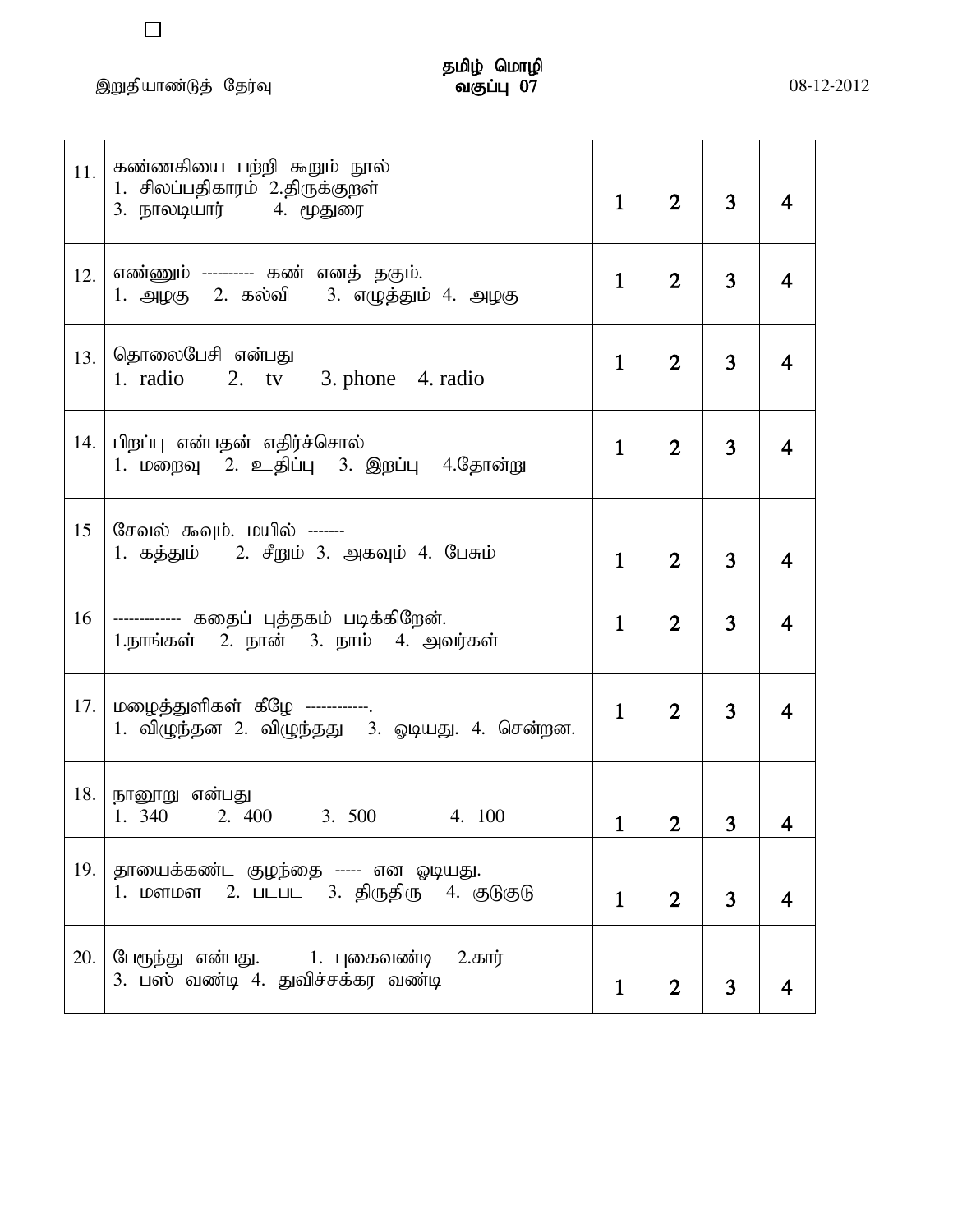இறுதியாண்டுத் தேர்வு

**தமிழ் மொழி**
**வகுப்பு 07**

08-12-2012

| | | | | | |
|---|---|---|---|---|---|
| 11. | கண்ணகியை பற்றி கூறும் நூல்<br>1. சிலப்பதிகாரம் 2.திருக்குறள்<br>3. நாலடியார் 4. மூதுரை | 1 | 2 | 3 | 4 |
| 12. | எண்ணும் ---------- கண் எனத் தகும்.<br>1. அழகு 2. கல்வி 3. எழுத்தும் 4. அழகு | 1 | 2 | 3 | 4 |
| 13. | தொலைபேசி என்பது<br>1. radio 2. tv 3. phone 4. radio | 1 | 2 | 3 | 4 |
| 14. | பிறப்பு என்பதன் எதிர்ச்சொல்<br>1. மறைவு 2. உதிப்பு 3. இறப்பு 4.தோன்று | 1 | 2 | 3 | 4 |
| 15 | சேவல் கூவும். மயில் -------<br>1. கத்தும் 2. சீறும் 3. அகவும் 4. பேசும் | 1 | 2 | 3 | 4 |
| 16 | ------------- கதைப் புத்தகம் படிக்கிறேன்.<br>1.நாங்கள் 2. நான் 3. நாம் 4. அவர்கள் | 1 | 2 | 3 | 4 |
| 17. | மழைத்துளிகள் கீழே ------------.<br>1. விழுந்தன 2. விழுந்தது 3. ஓடியது. 4. சென்றன. | 1 | 2 | 3 | 4 |
| 18. | நானூறு என்பது<br>1. 340 2. 400 3. 500 4. 100 | 1 | 2 | 3 | 4 |
| 19. | தாயைக்கண்ட குழந்தை ----- என ஓடியது.<br>1. மளமள 2. படபட 3. திருதிரு 4. குடுகுடு | 1 | 2 | 3 | 4 |
| 20. | பேரூந்து என்பது. 1. புகைவண்டி 2.கார்<br>3. பஸ் வண்டி 4. துவிச்சக்கர வண்டி | 1 | 2 | 3 | 4 |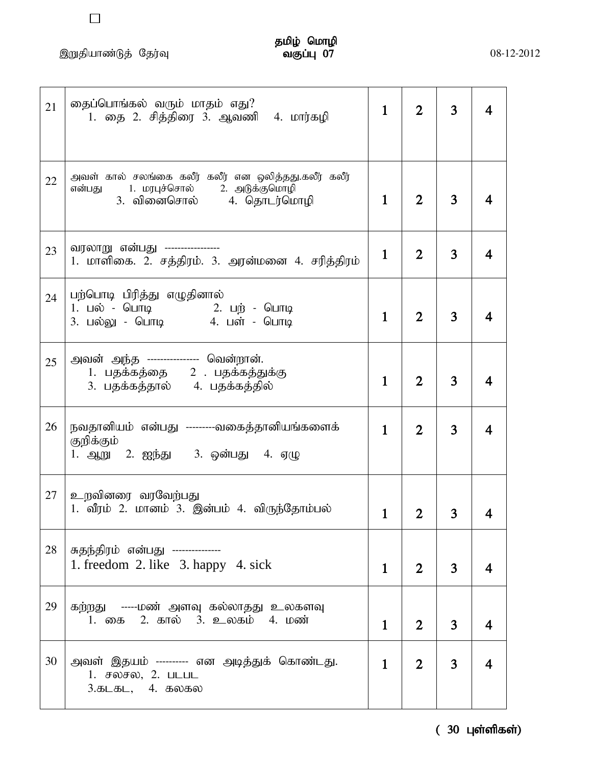இறுதியாண்டுத் தேர்வு

**தமிழ் மொழி**
**வகுப்பு 07**

08-12-2012

| | | | | | |
|---|---|---|---|---|---|
| 21 | தைப்பொங்கல் வரும் மாதம் எது?<br>1. தை 2. சித்திரை 3. ஆவணி 4. மார்கழி | 1 | 2 | 3 | 4 |
| 22 | அவள் கால் சலங்கை கலீர் கலீர் என ஒலித்தது.கலீர் கலீர் என்பது 1. மரபுச்சொல் 2. அடுக்குமொழி 3. வினைசொல் 4. தொடர்மொழி | 1 | 2 | 3 | 4 |
| 23 | வரலாறு என்பது -----------------<br>1. மாளிகை. 2. சத்திரம். 3. அரன்மனை 4. சரித்திரம் | 1 | 2 | 3 | 4 |
| 24 | பற்பொடி பிரித்து எழுதினால்<br>1. பல் - பொடி 2. பற் - பொடி<br>3. பல்லு - பொடி 4. பள் - பொடி | 1 | 2 | 3 | 4 |
| 25 | அவன் அந்த ---------------- வென்றான்.<br>1. பதக்கத்தை 2 . பதக்கத்துக்கு<br>3. பதக்கத்தால் 4. பதக்கத்தில் | 1 | 2 | 3 | 4 |
| 26 | நவதானியம் என்பது ---------வகைத்தானியங்களைக் குறிக்கும்<br>1. ஆறு 2. ஐந்து 3. ஒன்பது 4. ஏழு | 1 | 2 | 3 | 4 |
| 27 | உறவினரை வரவேற்பது<br>1. வீரம் 2. மானம் 3. இன்பம் 4. விருந்தோம்பல் | 1 | 2 | 3 | 4 |
| 28 | சுதந்திரம் என்பது ---------------<br>1. freedom 2. like 3. happy 4. sick | 1 | 2 | 3 | 4 |
| 29 | கற்றது -----மண் அளவு கல்லாதது உலகளவு<br>1. கை 2. கால் 3. உலகம் 4. மண் | 1 | 2 | 3 | 4 |
| 30 | அவள் இதயம் ---------- என அடித்துக் கொண்டது.<br>1. சலசல, 2. படபட<br>3.கடகட, 4. கலகல | 1 | 2 | 3 | 4 |

( 30 புள்ளிகள்)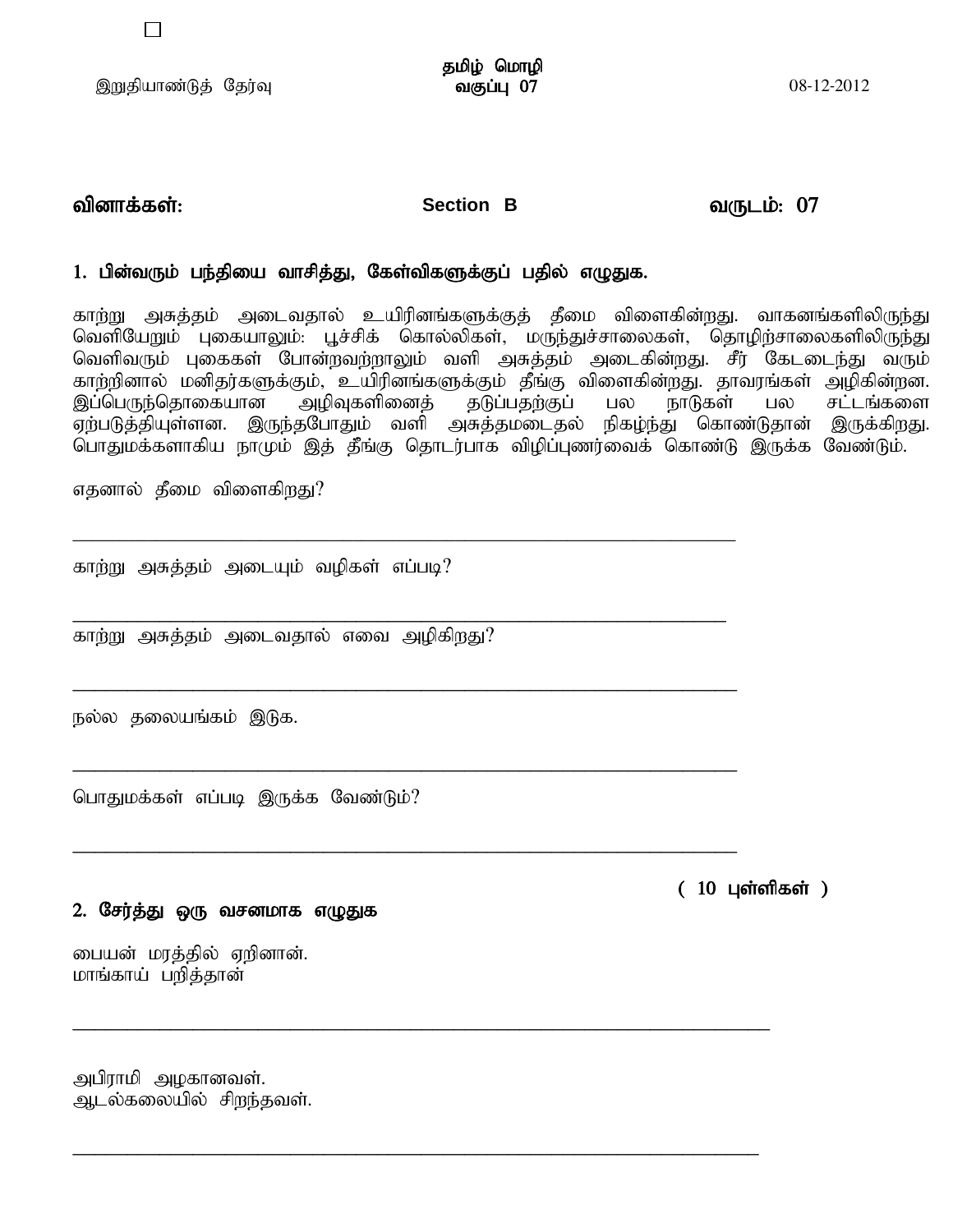இறுதியாண்டுத் தேர்வு

**தமிழ் மொழி**
**வகுப்பு 07**

08-12-2012

**வினாக்கள்:** **Section B** **வருடம்: 07**

### 1. பின்வரும் பந்தியை வாசித்து, கேள்விகளுக்குப் பதில் எழுதுக.

காற்று அசுத்தம் அடைவதால் உயிரினங்களுக்குத் தீமை விளைகின்றது. வாகனங்களிலிருந்து வெளியேறும் புகையாலும்: பூச்சிக் கொல்லிகள், மருந்துச்சாலைகள், தொழிற்சாலைகளிலிருந்து வெளிவரும் புகைகள் போன்றவற்றாலும் வளி அசுத்தம் அடைகின்றது. சீர் கேடடைந்து வரும் காற்றினால் மனிதர்களுக்கும், உயிரினங்களுக்கும் தீங்கு விளைகின்றது. தாவரங்கள் அழிகின்றன. இப்பெருந்தொகையான அழிவுகளினைத் தடுப்பதற்குப் பல நாடுகள் பல சட்டங்களை ஏற்படுத்தியுள்ளன. இருந்தபோதும் வளி அசுத்தமடைதல் நிகழ்ந்து கொண்டுதான் இருக்கிறது. பொதுமக்களாகிய நாமும் இத் தீங்கு தொடர்பாக விழிப்புணர்வைக் கொண்டு இருக்க வேண்டும்.

எதனால் தீமை விளைகிறது?

______________________________________________________________

காற்று அசுத்தம் அடையும் வழிகள் எப்படி?

______________________________________________________________

காற்று அசுத்தம் அடைவதால் எவை அழிகிறது?

______________________________________________________________

நல்ல தலையங்கம் இடுக.

______________________________________________________________

பொதுமக்கள் எப்படி இருக்க வேண்டும்?

______________________________________________________________

**( 10 புள்ளிகள் )**

### 2. சேர்த்து ஒரு வசனமாக எழுதுக

பையன் மரத்தில் ஏறினான்.
மாங்காய் பறித்தான்

______________________________________________________________

அபிராமி அழகானவள்.
ஆடல்கலையில் சிறந்தவள்.

______________________________________________________________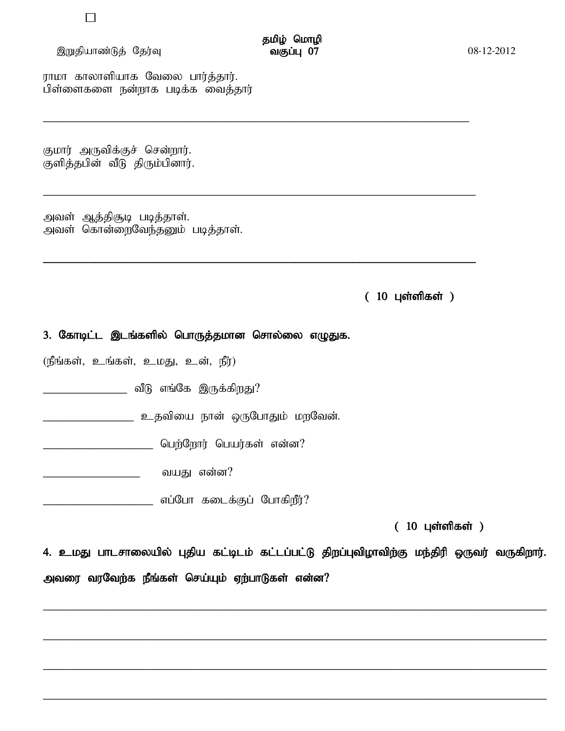ராமா காலாளியாக வேலை பார்த்தார்.
பிள்ளைகளை நன்றாக படிக்க வைத்தார்

_______________________________________________________________________

குமார் அருவிக்குச் சென்றார்.
குளித்தபின் வீடு திரும்பினார்.

_______________________________________________________________________

அவள் ஆத்திசூடி படித்தாள்.
அவள் கொன்றைவேந்தனும் படித்தாள்.

_______________________________________________________________________

( 10 புள்ளிகள் )

**3. கோடிட்ட இடங்களில் பொருத்தமான சொல்லை எழுதுக.**

(நீங்கள், உங்கள், உமது, உன், நீர்)

_______________ வீடு எங்கே இருக்கிறது?

________________ உதவியை நான் ஒருபோதும் மறவேன்.

___________________ பெற்றோர் பெயர்கள் என்ன?

_________________ வயது என்ன?

___________________ எப்போ கடைக்குப் போகிறீர்?

( 10 புள்ளிகள் )

**4. உமது பாடசாலையில் புதிய கட்டிடம் கட்டப்பட்டு திறப்புவிழாவிற்கு மந்திரி ஒருவர் வருகிறார். அவரை வரவேற்க நீங்கள் செய்யும் ஏற்பாடுகள் என்ன?**

_______________________________________________________________________

_______________________________________________________________________

_______________________________________________________________________

_______________________________________________________________________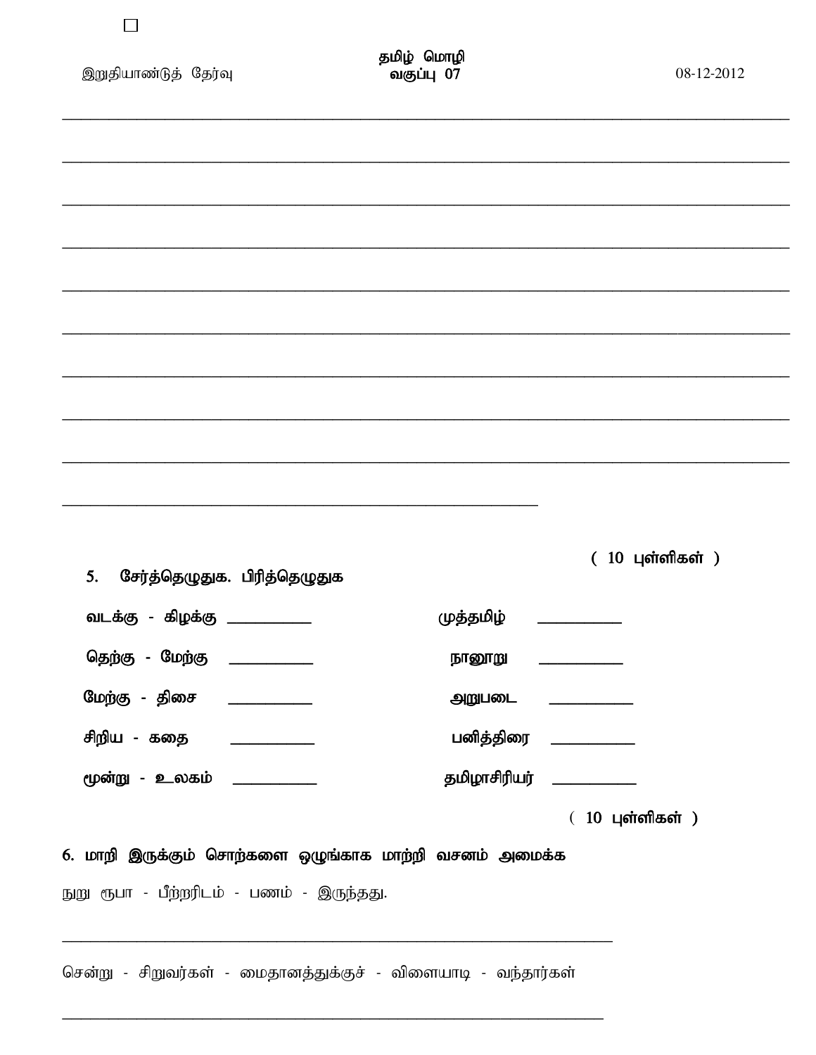______________________________________________________________________________

______________________________________________________________________________

______________________________________________________________________________

______________________________________________________________________________

______________________________________________________________________________

______________________________________________________________________________

______________________________________________________________________________

______________________________________________________________________________

______________________________________________________________________________

______________________________________________

( 10 புள்ளிகள் )

5. சேர்த்தெழுதுக. பிரித்தெழுதுக

| | | | |
|---|---|---|---|
| வடக்கு - கிழக்கு | __________ | முத்தமிழ் | __________ |
| தெற்கு - மேற்கு | __________ | நானூறு | __________ |
| மேற்கு - திசை | __________ | அறுபடை | __________ |
| சிறிய - கதை | __________ | பனித்திரை | __________ |
| மூன்று - உலகம் | __________ | தமிழாசிரியர் | __________ |

( 10 புள்ளிகள் )

6. மாறி இருக்கும் சொற்களை ஒழுங்காக மாற்றி வசனம் அமைக்க

நூறு ரூபா - பீற்றரிடம் - பணம் - இருந்தது.

______________________________________________________

சென்று - சிறுவர்கள் - மைதானத்துக்குச் - விளையாடி - வந்தார்கள்

______________________________________________________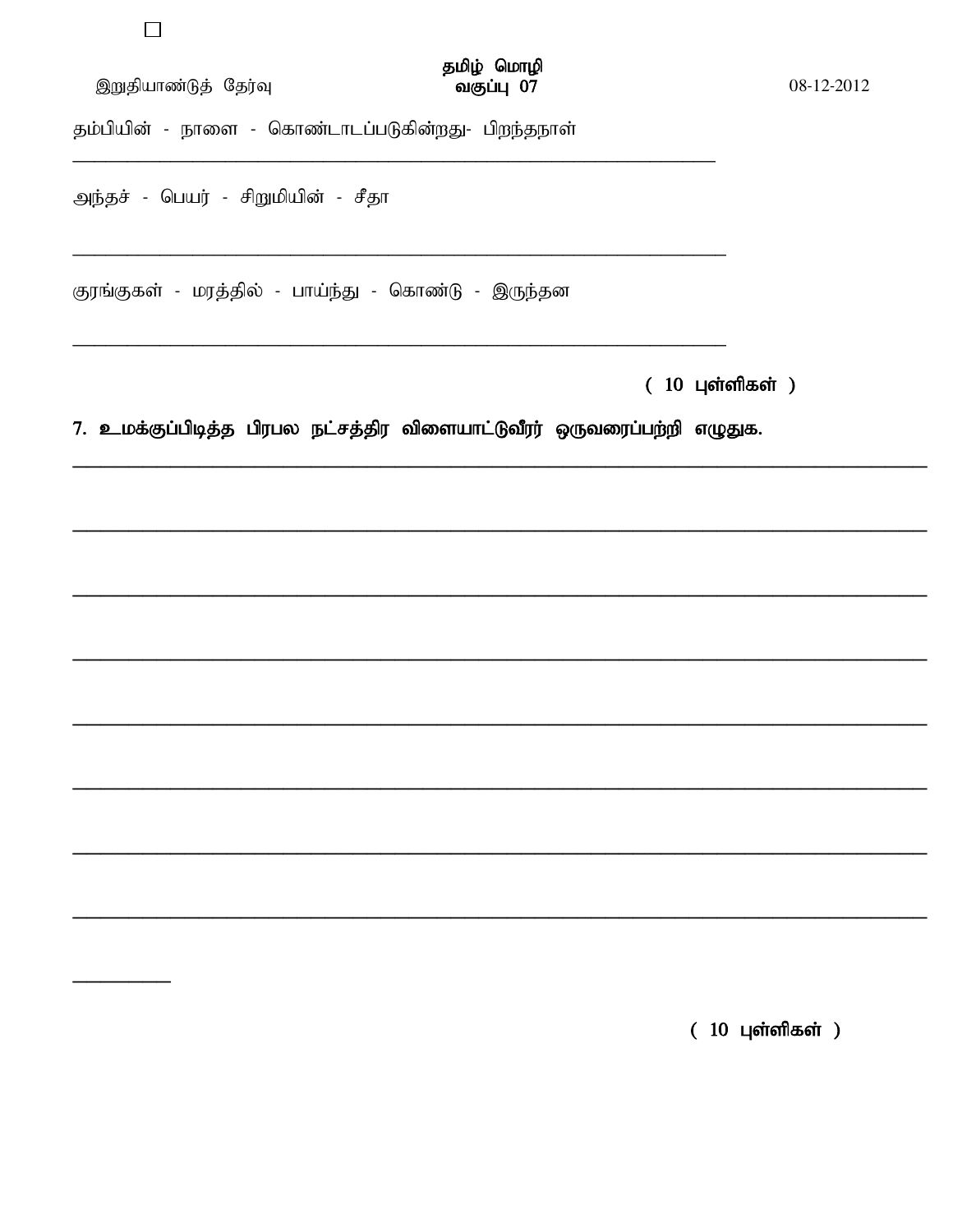தம்பியின் - நாளை - கொண்டாடப்படுகின்றது- பிறந்தநாள்

_______________________________________________

அந்தச் - பெயர் - சிறுமியின் - சீதா

_______________________________________________

குரங்குகள் - மரத்தில் - பாய்ந்து - கொண்டு - இருந்தன

_______________________________________________

( 10 புள்ளிகள் )

**7. உமக்குப்பிடித்த பிரபல நட்சத்திர விளையாட்டுவீரர் ஒருவரைப்பற்றி எழுதுக.**

_______________________________________________

_______________________________________________

_______________________________________________

_______________________________________________

_______________________________________________

_______________________________________________

_______________________________________________

_______________________________________________

__________

( 10 புள்ளிகள் )